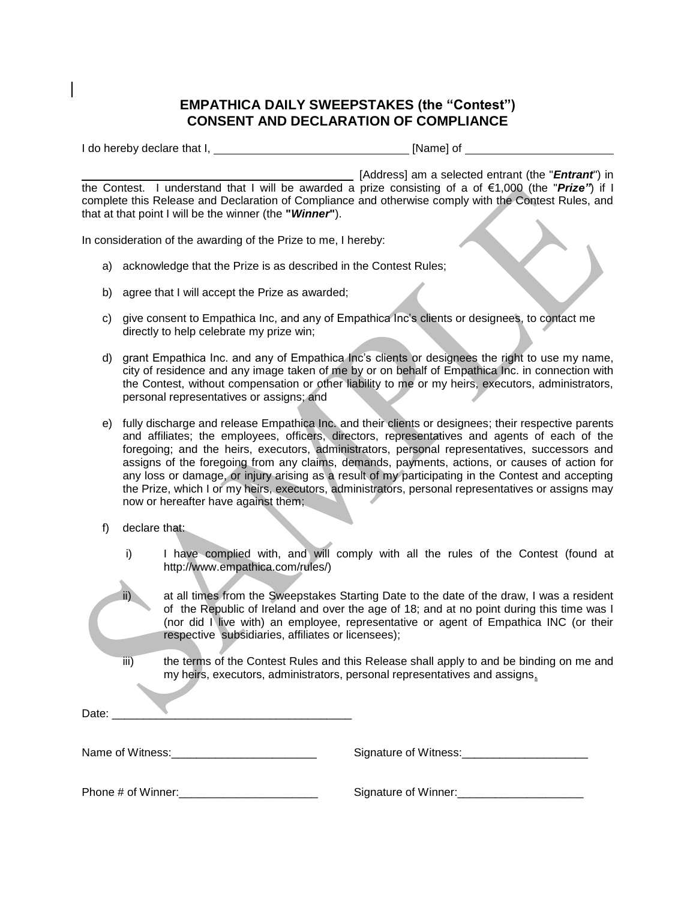# EMPATHICA DAILY SWEEPSTAKES (the "Contest")
# CONSENT AND DECLARATION OF COMPLIANCE

I do hereby declare that I, ______________________________ [Name] of ______________________

________________________________________ [Address] am a selected entrant (the "***Entrant***") in the Contest. I understand that I will be awarded a prize consisting of a of €1,000 (the "***Prize"***) if I complete this Release and Declaration of Compliance and otherwise comply with the Contest Rules, and that at that point I will be the winner (the **"*Winner*"**).

In consideration of the awarding of the Prize to me, I hereby:

a) acknowledge that the Prize is as described in the Contest Rules;

b) agree that I will accept the Prize as awarded;

c) give consent to Empathica Inc, and any of Empathica Inc's clients or designees, to contact me directly to help celebrate my prize win;

d) grant Empathica Inc. and any of Empathica Inc's clients or designees the right to use my name, city of residence and any image taken of me by or on behalf of Empathica Inc. in connection with the Contest, without compensation or other liability to me or my heirs, executors, administrators, personal representatives or assigns; and

e) fully discharge and release Empathica Inc. and their clients or designees; their respective parents and affiliates; the employees, officers, directors, representatives and agents of each of the foregoing; and the heirs, executors, administrators, personal representatives, successors and assigns of the foregoing from any claims, demands, payments, actions, or causes of action for any loss or damage, or injury arising as a result of my participating in the Contest and accepting the Prize, which I or my heirs, executors, administrators, personal representatives or assigns may now or hereafter have against them;

f) declare that:

   i) I have complied with, and will comply with all the rules of the Contest (found at http://www.empathica.com/rules/)

   ii) at all times from the Sweepstakes Starting Date to the date of the draw, I was a resident of the Republic of Ireland and over the age of 18; and at no point during this time was I (nor did I live with) an employee, representative or agent of Empathica INC (or their respective subsidiaries, affiliates or licensees);

   iii) the terms of the Contest Rules and this Release shall apply to and be binding on me and my heirs, executors, administrators, personal representatives and assigns.

Date: ______________________________________

Name of Witness:_______________________ Signature of Witness:____________________

Phone # of Winner:______________________ Signature of Winner:____________________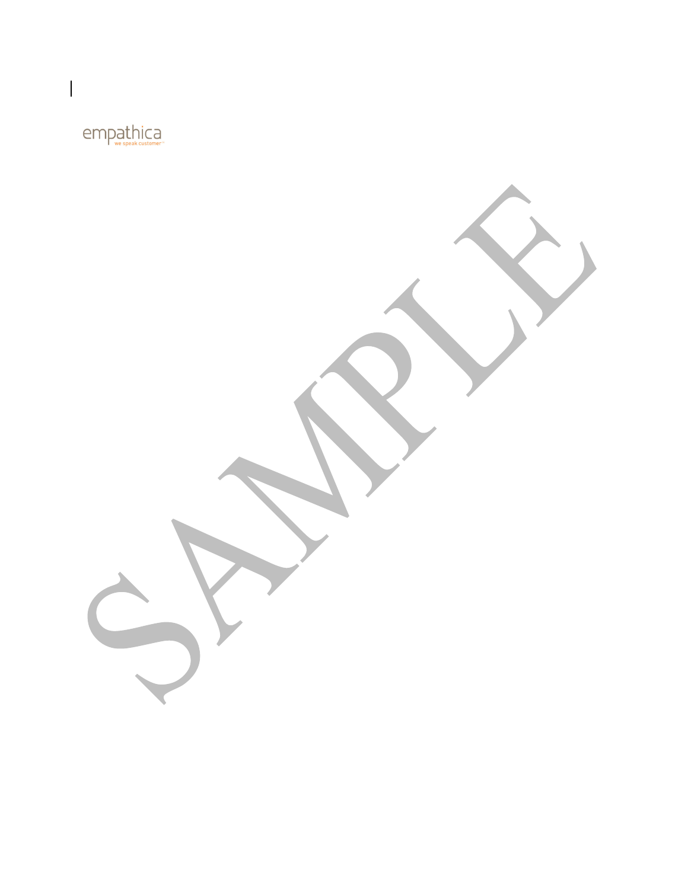empathica

we speak customer™

SAMPLE